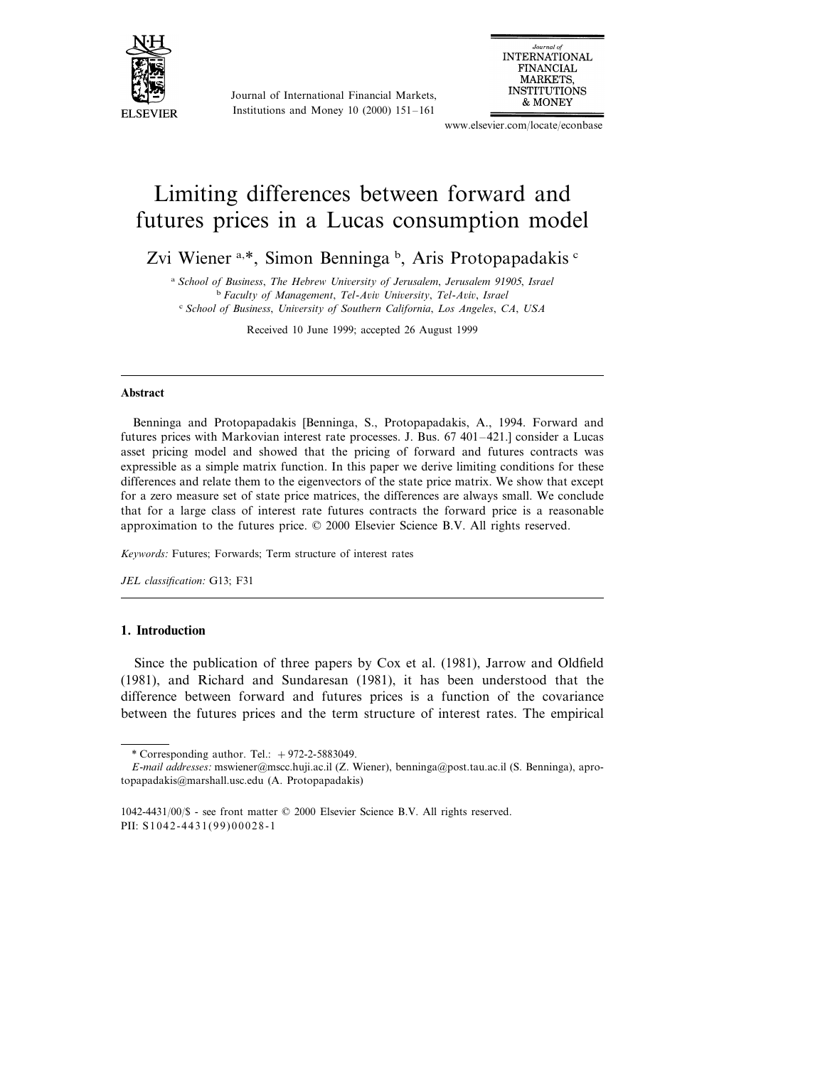# Limiting differences between forward and futures prices in a Lucas consumption model

Zvi Wiener [a,*], Simon Benninga [b], Aris Protopapadakis [c]

[a] *School of Business, The Hebrew University of Jerusalem, Jerusalem 91905, Israel*
[b] *Faculty of Management, Tel-Aviv University, Tel-Aviv, Israel*
[c] *School of Business, University of Southern California, Los Angeles, CA, USA*

Received 10 June 1999; accepted 26 August 1999

---

**Abstract**

Benninga and Protopapadakis [Benninga, S., Protopapadakis, A., 1994. Forward and futures prices with Markovian interest rate processes. J. Bus. 67 401–421.] consider a Lucas asset pricing model and showed that the pricing of forward and futures contracts was expressible as a simple matrix function. In this paper we derive limiting conditions for these differences and relate them to the eigenvectors of the state price matrix. We show that except for a zero measure set of state price matrices, the differences are always small. We conclude that for a large class of interest rate futures contracts the forward price is a reasonable approximation to the futures price. © 2000 Elsevier Science B.V. All rights reserved.

*Keywords:* Futures; Forwards; Term structure of interest rates

*JEL classification:* G13; F31

---

## 1. Introduction

Since the publication of three papers by Cox et al. (1981), Jarrow and Oldfield (1981), and Richard and Sundaresan (1981), it has been understood that the difference between forward and futures prices is a function of the covariance between the futures prices and the term structure of interest rates. The empirical

---

\* Corresponding author. Tel.: +972-2-5883049.

*E-mail addresses:* mswiener@mscc.huji.ac.il (Z. Wiener), benninga@post.tau.ac.il (S. Benninga), aprotopapadakis@marshall.usc.edu (A. Protopapadakis)

1042-4431/00/$ - see front matter © 2000 Elsevier Science B.V. All rights reserved.
PII: S1042-4431(99)00028-1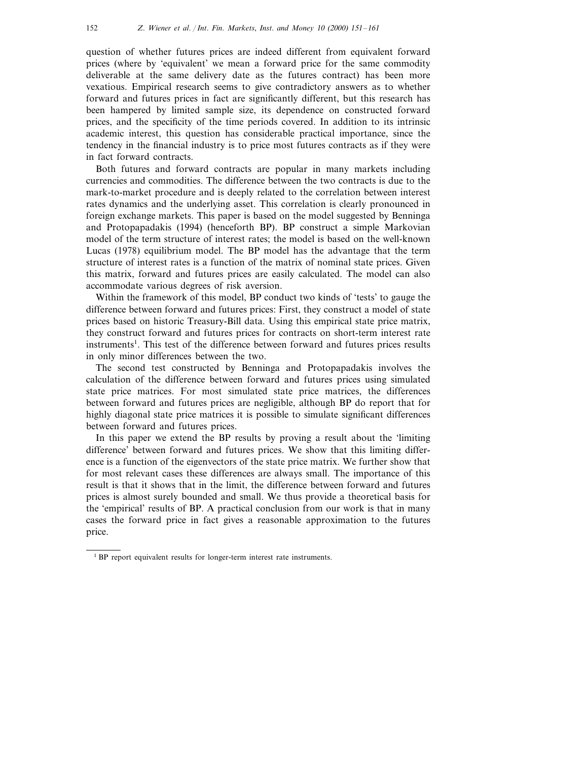question of whether futures prices are indeed different from equivalent forward prices (where by 'equivalent' we mean a forward price for the same commodity deliverable at the same delivery date as the futures contract) has been more vexatious. Empirical research seems to give contradictory answers as to whether forward and futures prices in fact are significantly different, but this research has been hampered by limited sample size, its dependence on constructed forward prices, and the specificity of the time periods covered. In addition to its intrinsic academic interest, this question has considerable practical importance, since the tendency in the financial industry is to price most futures contracts as if they were in fact forward contracts.

Both futures and forward contracts are popular in many markets including currencies and commodities. The difference between the two contracts is due to the mark-to-market procedure and is deeply related to the correlation between interest rates dynamics and the underlying asset. This correlation is clearly pronounced in foreign exchange markets. This paper is based on the model suggested by Benninga and Protopapadakis (1994) (henceforth BP). BP construct a simple Markovian model of the term structure of interest rates; the model is based on the well-known Lucas (1978) equilibrium model. The BP model has the advantage that the term structure of interest rates is a function of the matrix of nominal state prices. Given this matrix, forward and futures prices are easily calculated. The model can also accommodate various degrees of risk aversion.

Within the framework of this model, BP conduct two kinds of 'tests' to gauge the difference between forward and futures prices: First, they construct a model of state prices based on historic Treasury-Bill data. Using this empirical state price matrix, they construct forward and futures prices for contracts on short-term interest rate instruments[1]. This test of the difference between forward and futures prices results in only minor differences between the two.

The second test constructed by Benninga and Protopapadakis involves the calculation of the difference between forward and futures prices using simulated state price matrices. For most simulated state price matrices, the differences between forward and futures prices are negligible, although BP do report that for highly diagonal state price matrices it is possible to simulate significant differences between forward and futures prices.

In this paper we extend the BP results by proving a result about the 'limiting difference' between forward and futures prices. We show that this limiting difference is a function of the eigenvectors of the state price matrix. We further show that for most relevant cases these differences are always small. The importance of this result is that it shows that in the limit, the difference between forward and futures prices is almost surely bounded and small. We thus provide a theoretical basis for the 'empirical' results of BP. A practical conclusion from our work is that in many cases the forward price in fact gives a reasonable approximation to the futures price.

[1] BP report equivalent results for longer-term interest rate instruments.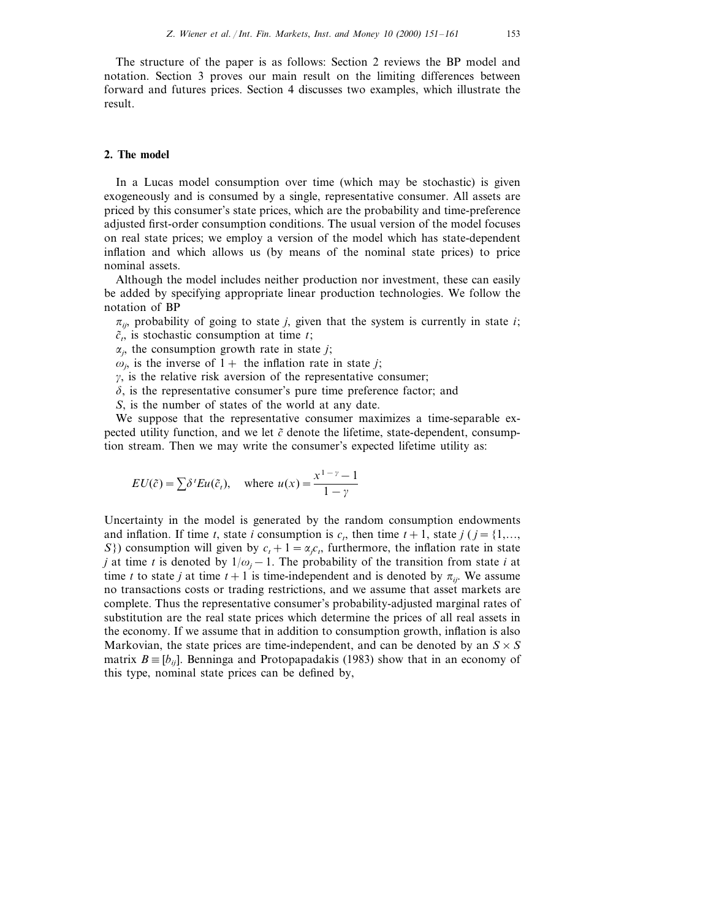The structure of the paper is as follows: Section 2 reviews the BP model and notation. Section 3 proves our main result on the limiting differences between forward and futures prices. Section 4 discusses two examples, which illustrate the result.

## 2. The model

In a Lucas model consumption over time (which may be stochastic) is given exogeneously and is consumed by a single, representative consumer. All assets are priced by this consumer's state prices, which are the probability and time-preference adjusted first-order consumption conditions. The usual version of the model focuses on real state prices; we employ a version of the model which has state-dependent inflation and which allows us (by means of the nominal state prices) to price nominal assets.

Although the model includes neither production nor investment, these can easily be added by specifying appropriate linear production technologies. We follow the notation of BP

$\pi_{ij}$, probability of going to state $j$, given that the system is currently in state $i$;
$\tilde{c}_t$, is stochastic consumption at time $t$;
$\alpha_j$, the consumption growth rate in state $j$;
$\omega_j$, is the inverse of $1+$ the inflation rate in state $j$;
$\gamma$, is the relative risk aversion of the representative consumer;
$\delta$, is the representative consumer's pure time preference factor; and
$S$, is the number of states of the world at any date.

We suppose that the representative consumer maximizes a time-separable expected utility function, and we let $\tilde{c}$ denote the lifetime, state-dependent, consumption stream. Then we may write the consumer's expected lifetime utility as:

$$EU(\tilde{c}) = \sum \delta^t Eu(\tilde{c}_t), \quad \text{where } u(x) = \frac{x^{1-\gamma} - 1}{1-\gamma}$$

Uncertainty in the model is generated by the random consumption endowments and inflation. If time $t$, state $i$ consumption is $c_t$, then time $t+1$, state $j$ ($j = \{1,\ldots, S\}$) consumption will given by $c_t + 1 = \alpha_j c_t$, furthermore, the inflation rate in state $j$ at time $t$ is denoted by $1/\omega_j - 1$. The probability of the transition from state $i$ at time $t$ to state $j$ at time $t+1$ is time-independent and is denoted by $\pi_{ij}$. We assume no transactions costs or trading restrictions, and we assume that asset markets are complete. Thus the representative consumer's probability-adjusted marginal rates of substitution are the real state prices which determine the prices of all real assets in the economy. If we assume that in addition to consumption growth, inflation is also Markovian, the state prices are time-independent, and can be denoted by an $S \times S$ matrix $B \equiv [b_{ij}]$. Benninga and Protopapadakis (1983) show that in an economy of this type, nominal state prices can be defined by,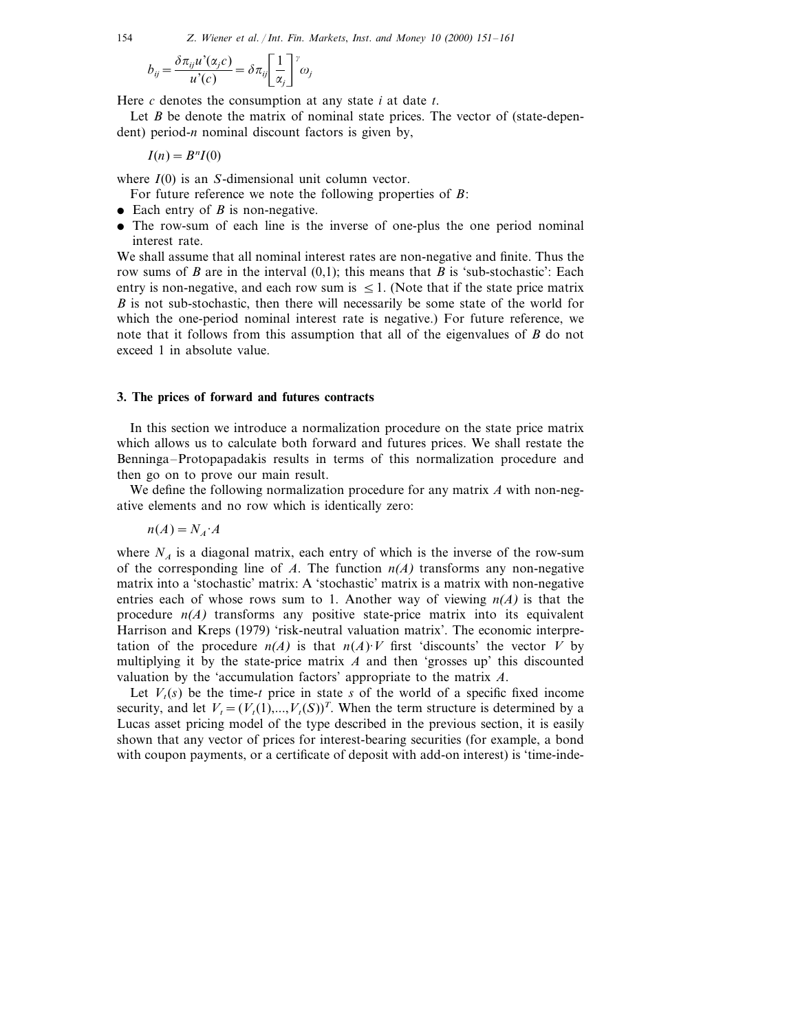$$b_{ij} = \frac{\delta \pi_{ij} u'(\alpha_j c)}{u'(c)} = \delta \pi_{ij} \left[\frac{1}{\alpha_j}\right]^{\gamma} \omega_j$$

Here $c$ denotes the consumption at any state $i$ at date $t$.

Let $B$ be denote the matrix of nominal state prices. The vector of (state-dependent) period-$n$ nominal discount factors is given by,

$$I(n) = B^n I(0)$$

where $I(0)$ is an $S$-dimensional unit column vector.

For future reference we note the following properties of $B$:

- Each entry of $B$ is non-negative.
- The row-sum of each line is the inverse of one-plus the one period nominal interest rate.

We shall assume that all nominal interest rates are non-negative and finite. Thus the row sums of $B$ are in the interval (0,1); this means that $B$ is 'sub-stochastic': Each entry is non-negative, and each row sum is $\leq 1$. (Note that if the state price matrix $B$ is not sub-stochastic, then there will necessarily be some state of the world for which the one-period nominal interest rate is negative.) For future reference, we note that it follows from this assumption that all of the eigenvalues of $B$ do not exceed 1 in absolute value.

## 3. The prices of forward and futures contracts

In this section we introduce a normalization procedure on the state price matrix which allows us to calculate both forward and futures prices. We shall restate the Benninga–Protopapadakis results in terms of this normalization procedure and then go on to prove our main result.

We define the following normalization procedure for any matrix $A$ with non-negative elements and no row which is identically zero:

$$n(A) = N_A \cdot A$$

where $N_A$ is a diagonal matrix, each entry of which is the inverse of the row-sum of the corresponding line of $A$. The function *n(A)* transforms any non-negative matrix into a 'stochastic' matrix: A 'stochastic' matrix is a matrix with non-negative entries each of whose rows sum to 1. Another way of viewing *n(A)* is that the procedure *n(A)* transforms any positive state-price matrix into its equivalent Harrison and Kreps (1979) 'risk-neutral valuation matrix'. The economic interpretation of the procedure *n(A)* is that $n(A) \cdot V$ first 'discounts' the vector $V$ by multiplying it by the state-price matrix $A$ and then 'grosses up' this discounted valuation by the 'accumulation factors' appropriate to the matrix $A$.

Let $V_t(s)$ be the time-$t$ price in state $s$ of the world of a specific fixed income security, and let $V_t = (V_t(1),...,V_t(S))^T$. When the term structure is determined by a Lucas asset pricing model of the type described in the previous section, it is easily shown that any vector of prices for interest-bearing securities (for example, a bond with coupon payments, or a certificate of deposit with add-on interest) is 'time-inde-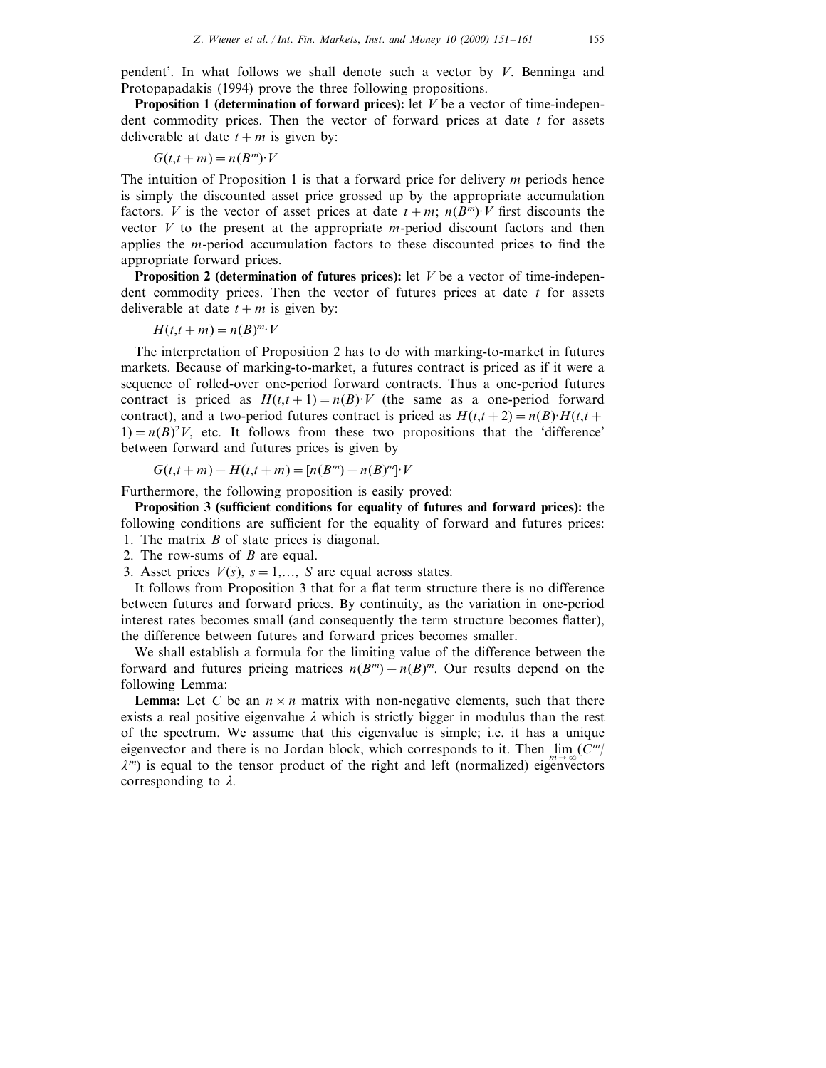pendent'. In what follows we shall denote such a vector by $V$. Benninga and Protopapadakis (1994) prove the three following propositions.

**Proposition 1 (determination of forward prices):** let $V$ be a vector of time-independent commodity prices. Then the vector of forward prices at date $t$ for assets deliverable at date $t+m$ is given by:

$$G(t,t+m) = n(B^m)\cdot V$$

The intuition of Proposition 1 is that a forward price for delivery $m$ periods hence is simply the discounted asset price grossed up by the appropriate accumulation factors. $V$ is the vector of asset prices at date $t+m$; $n(B^m)\cdot V$ first discounts the vector $V$ to the present at the appropriate $m$-period discount factors and then applies the $m$-period accumulation factors to these discounted prices to find the appropriate forward prices.

**Proposition 2 (determination of futures prices):** let $V$ be a vector of time-independent commodity prices. Then the vector of futures prices at date $t$ for assets deliverable at date $t+m$ is given by:

$$H(t,t+m) = n(B)^m\cdot V$$

The interpretation of Proposition 2 has to do with marking-to-market in futures markets. Because of marking-to-market, a futures contract is priced as if it were a sequence of rolled-over one-period forward contracts. Thus a one-period futures contract is priced as $H(t,t+1) = n(B)\cdot V$ (the same as a one-period forward contract), and a two-period futures contract is priced as $H(t,t+2) = n(B)\cdot H(t,t+1) = n(B)^2 V$, etc. It follows from these two propositions that the 'difference' between forward and futures prices is given by

$$G(t,t+m) - H(t,t+m) = [n(B^m) - n(B)^m]\cdot V$$

Furthermore, the following proposition is easily proved:

**Proposition 3 (sufficient conditions for equality of futures and forward prices):** the following conditions are sufficient for the equality of forward and futures prices:

1. The matrix $B$ of state prices is diagonal.
2. The row-sums of $B$ are equal.
3. Asset prices $V(s)$, $s = 1,\ldots, S$ are equal across states.

It follows from Proposition 3 that for a flat term structure there is no difference between futures and forward prices. By continuity, as the variation in one-period interest rates becomes small (and consequently the term structure becomes flatter), the difference between futures and forward prices becomes smaller.

We shall establish a formula for the limiting value of the difference between the forward and futures pricing matrices $n(B^m) - n(B)^m$. Our results depend on the following Lemma:

**Lemma:** Let $C$ be an $n\times n$ matrix with non-negative elements, such that there exists a real positive eigenvalue $\lambda$ which is strictly bigger in modulus than the rest of the spectrum. We assume that this eigenvalue is simple; i.e. it has a unique eigenvector and there is no Jordan block, which corresponds to it. Then $\lim_{m\to\infty}(C^m/\lambda^m)$ is equal to the tensor product of the right and left (normalized) eigenvectors corresponding to $\lambda$.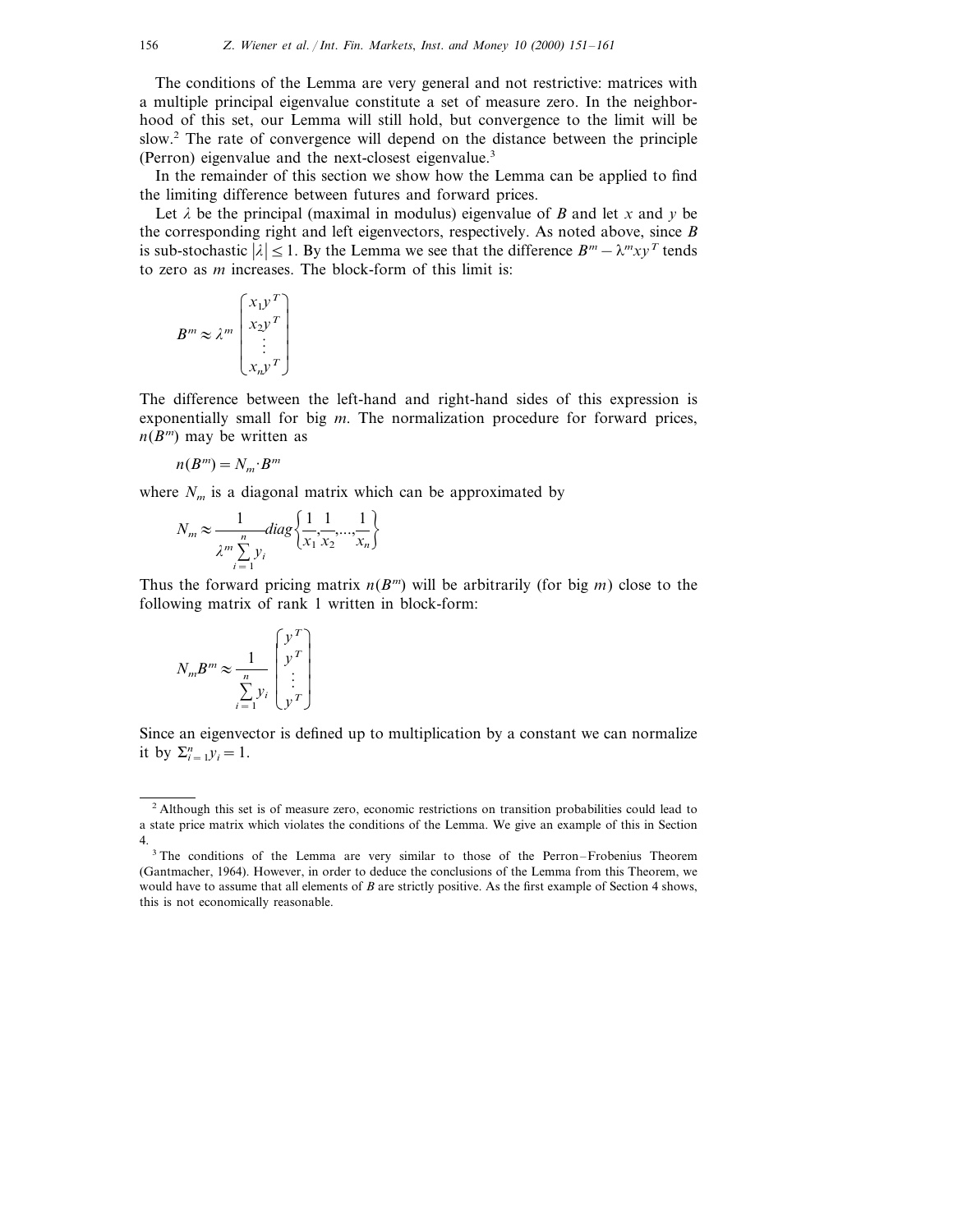The conditions of the Lemma are very general and not restrictive: matrices with a multiple principal eigenvalue constitute a set of measure zero. In the neighborhood of this set, our Lemma will still hold, but convergence to the limit will be slow.[2] The rate of convergence will depend on the distance between the principle (Perron) eigenvalue and the next-closest eigenvalue.[3]

In the remainder of this section we show how the Lemma can be applied to find the limiting difference between futures and forward prices.

Let $\lambda$ be the principal (maximal in modulus) eigenvalue of $B$ and let $x$ and $y$ be the corresponding right and left eigenvectors, respectively. As noted above, since $B$ is sub-stochastic $|\lambda| \leq 1$. By the Lemma we see that the difference $B^m - \lambda^m xy^T$ tends to zero as $m$ increases. The block-form of this limit is:

$$B^m \approx \lambda^m \begin{pmatrix} x_1 y^T \\ x_2 y^T \\ \vdots \\ x_n y^T \end{pmatrix}$$

The difference between the left-hand and right-hand sides of this expression is exponentially small for big $m$. The normalization procedure for forward prices, $n(B^m)$ may be written as

$$n(B^m) = N_m \cdot B^m$$

where $N_m$ is a diagonal matrix which can be approximated by

$$N_m \approx \frac{1}{\lambda^m \sum_{i=1}^{n} y_i} diag\left\{\frac{1}{x_1}, \frac{1}{x_2}, \ldots, \frac{1}{x_n}\right\}$$

Thus the forward pricing matrix $n(B^m)$ will be arbitrarily (for big $m$) close to the following matrix of rank 1 written in block-form:

$$N_m B^m \approx \frac{1}{\sum_{i=1}^{n} y_i} \begin{pmatrix} y^T \\ y^T \\ \vdots \\ y^T \end{pmatrix}$$

Since an eigenvector is defined up to multiplication by a constant we can normalize it by $\Sigma_{i=1}^{n} y_i = 1$.

---

[2] Although this set is of measure zero, economic restrictions on transition probabilities could lead to a state price matrix which violates the conditions of the Lemma. We give an example of this in Section 4.

[3] The conditions of the Lemma are very similar to those of the Perron–Frobenius Theorem (Gantmacher, 1964). However, in order to deduce the conclusions of the Lemma from this Theorem, we would have to assume that all elements of $B$ are strictly positive. As the first example of Section 4 shows, this is not economically reasonable.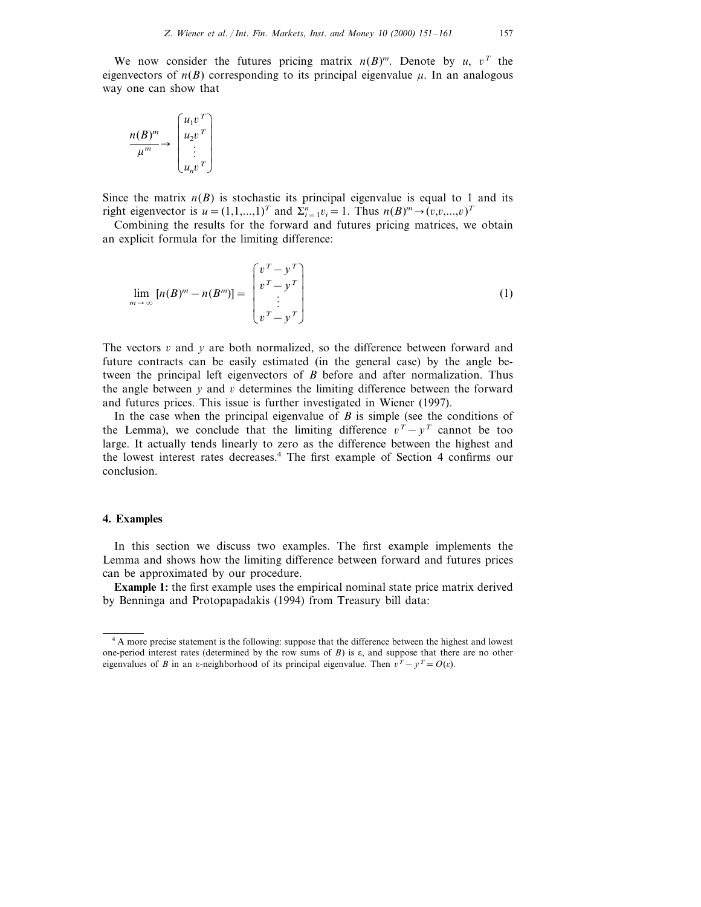We now consider the futures pricing matrix $n(B)^m$. Denote by $u$, $v^T$ the eigenvectors of $n(B)$ corresponding to its principal eigenvalue $\mu$. In an analogous way one can show that

$$\frac{n(B)^m}{\mu^m} \rightarrow \begin{pmatrix} u_1 v^T \\ u_2 v^T \\ \vdots \\ u_n v^T \end{pmatrix}$$

Since the matrix $n(B)$ is stochastic its principal eigenvalue is equal to 1 and its right eigenvector is $u = (1,1,...,1)^T$ and $\Sigma_{i=1}^n v_i = 1$. Thus $n(B)^m \rightarrow (v,v,...,v)^T$

Combining the results for the forward and futures pricing matrices, we obtain an explicit formula for the limiting difference:

$$\lim_{m \to \infty} [n(B)^m - n(B^m)] = \begin{pmatrix} v^T - y^T \\ v^T - y^T \\ \vdots \\ v^T - y^T \end{pmatrix} \tag{1}$$

The vectors $v$ and $y$ are both normalized, so the difference between forward and future contracts can be easily estimated (in the general case) by the angle between the principal left eigenvectors of $B$ before and after normalization. Thus the angle between $y$ and $v$ determines the limiting difference between the forward and futures prices. This issue is further investigated in Wiener (1997).

In the case when the principal eigenvalue of $B$ is simple (see the conditions of the Lemma), we conclude that the limiting difference $v^T - y^T$ cannot be too large. It actually tends linearly to zero as the difference between the highest and the lowest interest rates decreases.[4] The first example of Section 4 confirms our conclusion.

## 4. Examples

In this section we discuss two examples. The first example implements the Lemma and shows how the limiting difference between forward and futures prices can be approximated by our procedure.

**Example 1:** the first example uses the empirical nominal state price matrix derived by Benninga and Protopapadakis (1994) from Treasury bill data:

---

[4] A more precise statement is the following: suppose that the difference between the highest and lowest one-period interest rates (determined by the row sums of $B$) is $\varepsilon$, and suppose that there are no other eigenvalues of $B$ in an $\varepsilon$-neighborhood of its principal eigenvalue. Then $v^T - y^T = O(\varepsilon)$.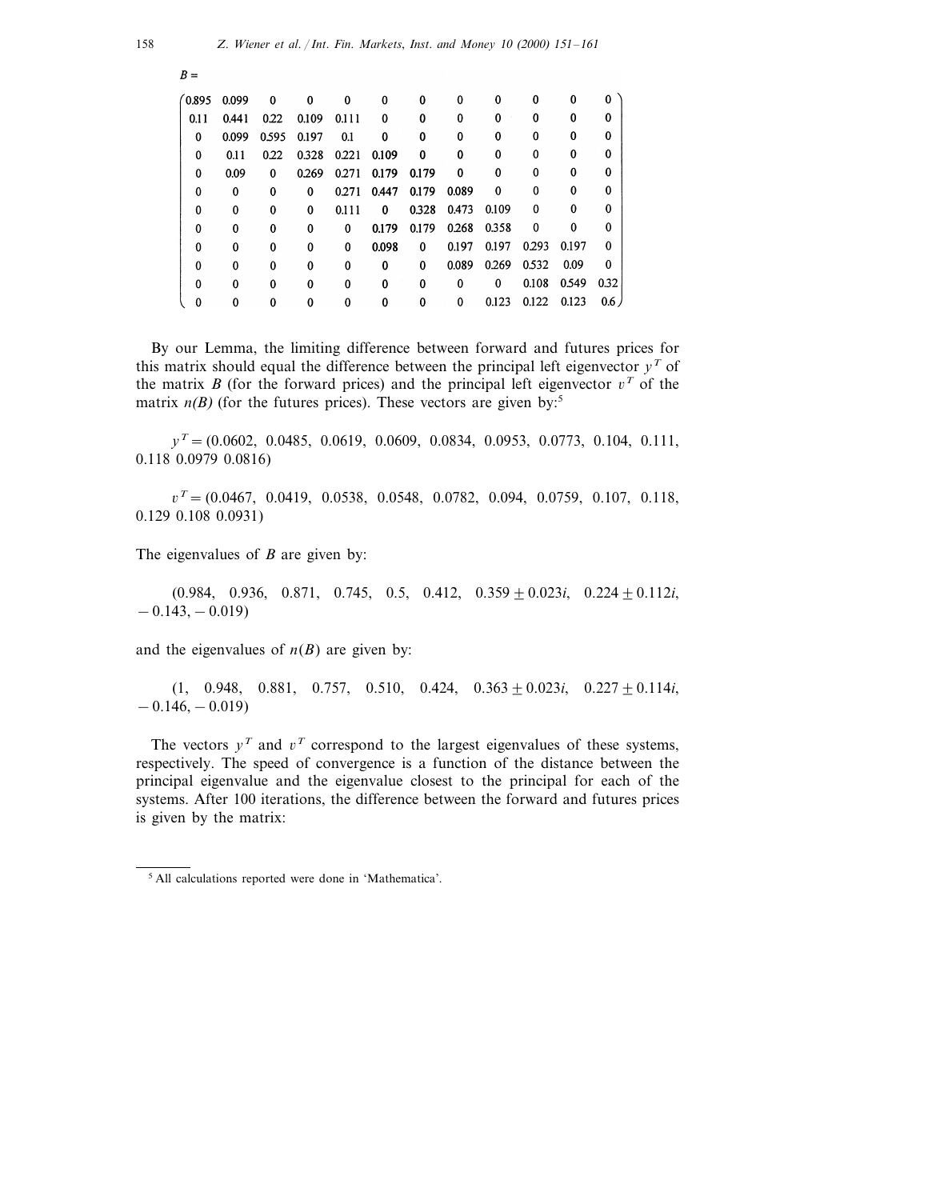$$B = \begin{pmatrix}
0.895 & 0.099 & 0 & 0 & 0 & 0 & 0 & 0 & 0 & 0 & 0 & 0 \\
0.11 & 0.441 & 0.22 & 0.109 & 0.111 & 0 & 0 & 0 & 0 & 0 & 0 & 0 \\
0 & 0.099 & 0.595 & 0.197 & 0.1 & 0 & 0 & 0 & 0 & 0 & 0 & 0 \\
0 & 0.11 & 0.22 & 0.328 & 0.221 & 0.109 & 0 & 0 & 0 & 0 & 0 & 0 \\
0 & 0.09 & 0 & 0.269 & 0.271 & 0.179 & 0.179 & 0 & 0 & 0 & 0 & 0 \\
0 & 0 & 0 & 0 & 0.271 & 0.447 & 0.179 & 0.089 & 0 & 0 & 0 & 0 \\
0 & 0 & 0 & 0 & 0.111 & 0 & 0.328 & 0.473 & 0.109 & 0 & 0 & 0 \\
0 & 0 & 0 & 0 & 0 & 0.179 & 0.179 & 0.268 & 0.358 & 0 & 0 & 0 \\
0 & 0 & 0 & 0 & 0 & 0.098 & 0 & 0.197 & 0.197 & 0.293 & 0.197 & 0 \\
0 & 0 & 0 & 0 & 0 & 0 & 0 & 0.089 & 0.269 & 0.532 & 0.09 & 0 \\
0 & 0 & 0 & 0 & 0 & 0 & 0 & 0 & 0 & 0.108 & 0.549 & 0.32 \\
0 & 0 & 0 & 0 & 0 & 0 & 0 & 0 & 0.123 & 0.122 & 0.123 & 0.6
\end{pmatrix}$$

By our Lemma, the limiting difference between forward and futures prices for this matrix should equal the difference between the principal left eigenvector $y^T$ of the matrix $B$ (for the forward prices) and the principal left eigenvector $v^T$ of the matrix $n(B)$ (for the futures prices). These vectors are given by:[5]

$y^T = (0.0602,\ 0.0485,\ 0.0619,\ 0.0609,\ 0.0834,\ 0.0953,\ 0.0773,\ 0.104,\ 0.111,\ 0.118\ 0.0979\ 0.0816)$

$v^T = (0.0467,\ 0.0419,\ 0.0538,\ 0.0548,\ 0.0782,\ 0.094,\ 0.0759,\ 0.107,\ 0.118,\ 0.129\ 0.108\ 0.0931)$

The eigenvalues of $B$ are given by:

$(0.984,\ 0.936,\ 0.871,\ 0.745,\ 0.5,\ 0.412,\ 0.359 \pm 0.023i,\ 0.224 \pm 0.112i,\ -0.143,\ -0.019)$

and the eigenvalues of $n(B)$ are given by:

$(1,\ 0.948,\ 0.881,\ 0.757,\ 0.510,\ 0.424,\ 0.363 \pm 0.023i,\ 0.227 \pm 0.114i,\ -0.146,\ -0.019)$

The vectors $y^T$ and $v^T$ correspond to the largest eigenvalues of these systems, respectively. The speed of convergence is a function of the distance between the principal eigenvalue and the eigenvalue closest to the principal for each of the systems. After 100 iterations, the difference between the forward and futures prices is given by the matrix:

[5] All calculations reported were done in 'Mathematica'.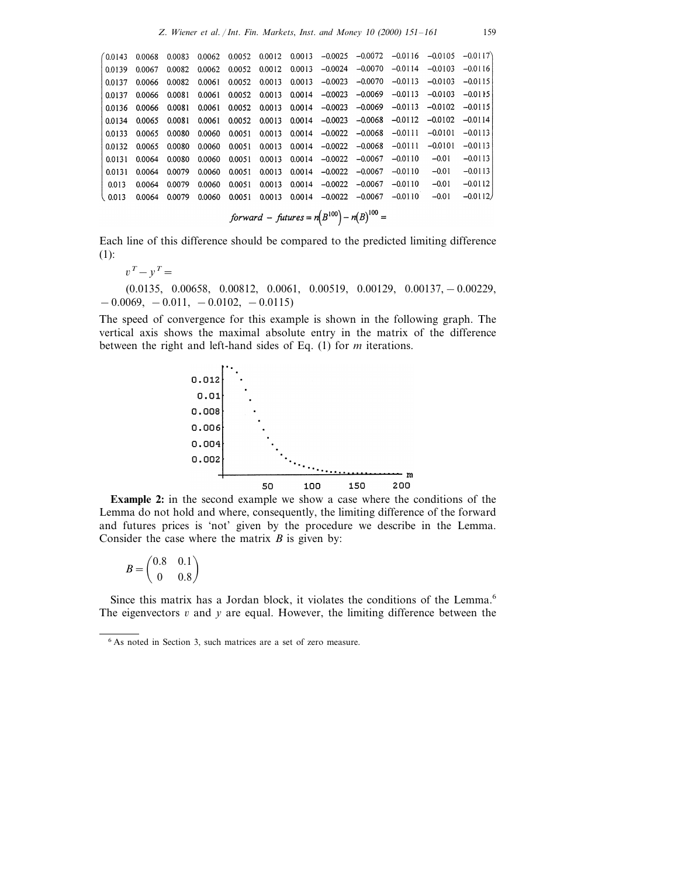$$\begin{pmatrix} 0.0143 & 0.0068 & 0.0083 & 0.0062 & 0.0052 & 0.0012 & 0.0013 & -0.0025 & -0.0072 & -0.0116 & -0.0105 & -0.0117 \\ 0.0139 & 0.0067 & 0.0082 & 0.0062 & 0.0052 & 0.0012 & 0.0013 & -0.0024 & -0.0070 & -0.0114 & -0.0103 & -0.0116 \\ 0.0137 & 0.0066 & 0.0082 & 0.0061 & 0.0052 & 0.0013 & 0.0013 & -0.0023 & -0.0070 & -0.0113 & -0.0103 & -0.0115 \\ 0.0137 & 0.0066 & 0.0081 & 0.0061 & 0.0052 & 0.0013 & 0.0014 & -0.0023 & -0.0069 & -0.0113 & -0.0103 & -0.0115 \\ 0.0136 & 0.0066 & 0.0081 & 0.0061 & 0.0052 & 0.0013 & 0.0014 & -0.0023 & -0.0069 & -0.0113 & -0.0102 & -0.0115 \\ 0.0134 & 0.0065 & 0.0081 & 0.0061 & 0.0052 & 0.0013 & 0.0014 & -0.0023 & -0.0068 & -0.0112 & -0.0102 & -0.0114 \\ 0.0133 & 0.0065 & 0.0080 & 0.0060 & 0.0051 & 0.0013 & 0.0014 & -0.0022 & -0.0068 & -0.0111 & -0.0101 & -0.0113 \\ 0.0132 & 0.0065 & 0.0080 & 0.0060 & 0.0051 & 0.0013 & 0.0014 & -0.0022 & -0.0068 & -0.0111 & -0.0101 & -0.0113 \\ 0.0131 & 0.0064 & 0.0080 & 0.0060 & 0.0051 & 0.0013 & 0.0014 & -0.0022 & -0.0067 & -0.0110 & -0.01 & -0.0113 \\ 0.0131 & 0.0064 & 0.0079 & 0.0060 & 0.0051 & 0.0013 & 0.0014 & -0.0022 & -0.0067 & -0.0110 & -0.01 & -0.0113 \\ 0.013 & 0.0064 & 0.0079 & 0.0060 & 0.0051 & 0.0013 & 0.0014 & -0.0022 & -0.0067 & -0.0110 & -0.01 & -0.0112 \\ 0.013 & 0.0064 & 0.0079 & 0.0060 & 0.0051 & 0.0013 & 0.0014 & -0.0022 & -0.0067 & -0.0110 & -0.01 & -0.0112 \end{pmatrix}$$

$$\mathit{forward} - \mathit{futures} = n\left(B^{100}\right) - n(B)^{100} =$$

Each line of this difference should be compared to the predicted limiting difference (1):

$v^T - y^T =$

(0.0135, 0.00658, 0.00812, 0.0061, 0.00519, 0.00129, 0.00137, − 0.00229, − 0.0069, − 0.011, − 0.0102, − 0.0115)

The speed of convergence for this example is shown in the following graph. The vertical axis shows the maximal absolute entry in the matrix of the difference between the right and left-hand sides of Eq. (1) for $m$ iterations.

**Example 2:** in the second example we show a case where the conditions of the Lemma do not hold and where, consequently, the limiting difference of the forward and futures prices is 'not' given by the procedure we describe in the Lemma. Consider the case where the matrix $B$ is given by:

$$B = \begin{pmatrix} 0.8 & 0.1 \\ 0 & 0.8 \end{pmatrix}$$

Since this matrix has a Jordan block, it violates the conditions of the Lemma.[6] The eigenvectors $v$ and $y$ are equal. However, the limiting difference between the

[6] As noted in Section 3, such matrices are a set of zero measure.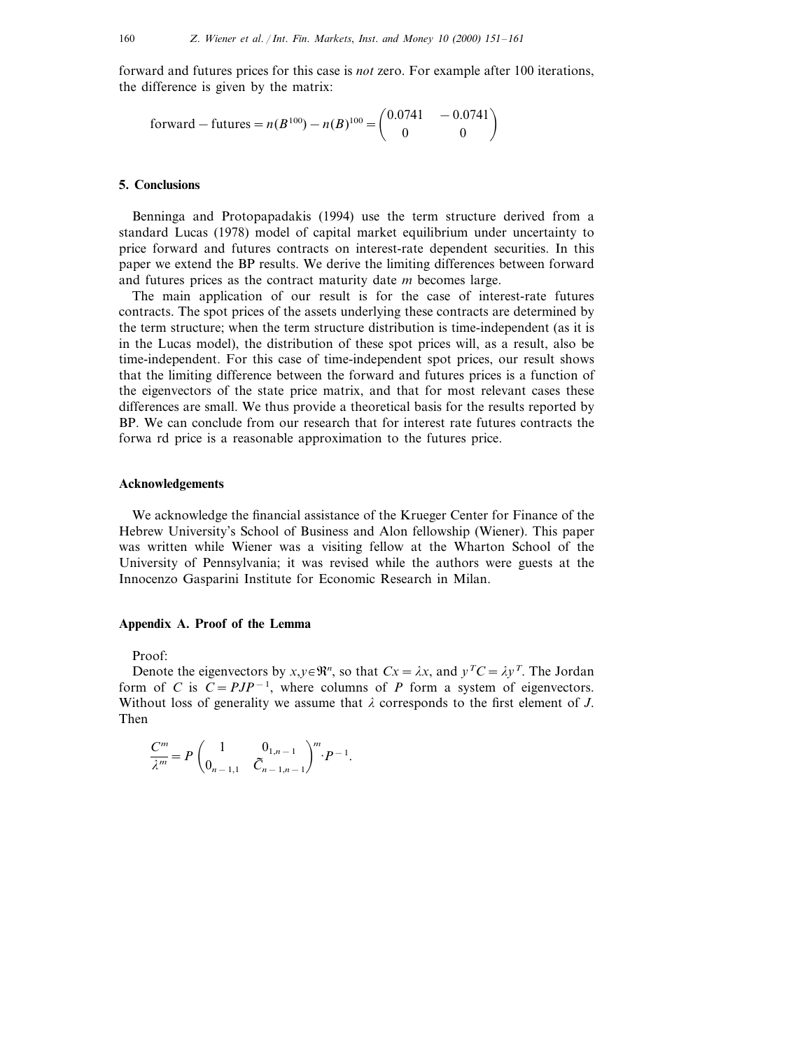forward and futures prices for this case is *not* zero. For example after 100 iterations, the difference is given by the matrix:

$$\text{forward} - \text{futures} = n(B^{100}) - n(B)^{100} = \begin{pmatrix} 0.0741 & -0.0741 \\ 0 & 0 \end{pmatrix}$$

## 5. Conclusions

Benninga and Protopapadakis (1994) use the term structure derived from a standard Lucas (1978) model of capital market equilibrium under uncertainty to price forward and futures contracts on interest-rate dependent securities. In this paper we extend the BP results. We derive the limiting differences between forward and futures prices as the contract maturity date $m$ becomes large.

The main application of our result is for the case of interest-rate futures contracts. The spot prices of the assets underlying these contracts are determined by the term structure; when the term structure distribution is time-independent (as it is in the Lucas model), the distribution of these spot prices will, as a result, also be time-independent. For this case of time-independent spot prices, our result shows that the limiting difference between the forward and futures prices is a function of the eigenvectors of the state price matrix, and that for most relevant cases these differences are small. We thus provide a theoretical basis for the results reported by BP. We can conclude from our research that for interest rate futures contracts the forwa rd price is a reasonable approximation to the futures price.

## Acknowledgements

We acknowledge the financial assistance of the Krueger Center for Finance of the Hebrew University's School of Business and Alon fellowship (Wiener). This paper was written while Wiener was a visiting fellow at the Wharton School of the University of Pennsylvania; it was revised while the authors were guests at the Innocenzo Gasparini Institute for Economic Research in Milan.

## Appendix A. Proof of the Lemma

Proof:

Denote the eigenvectors by $x, y \in \Re^n$, so that $Cx = \lambda x$, and $y^T C = \lambda y^T$. The Jordan form of $C$ is $C = PJP^{-1}$, where columns of $P$ form a system of eigenvectors. Without loss of generality we assume that $\lambda$ corresponds to the first element of $J$. Then

$$\frac{C^m}{\lambda^m} = P \begin{pmatrix} 1 & 0_{1,n-1} \\ 0_{n-1,1} & \tilde{C}_{n-1,n-1} \end{pmatrix}^m \cdot P^{-1}.$$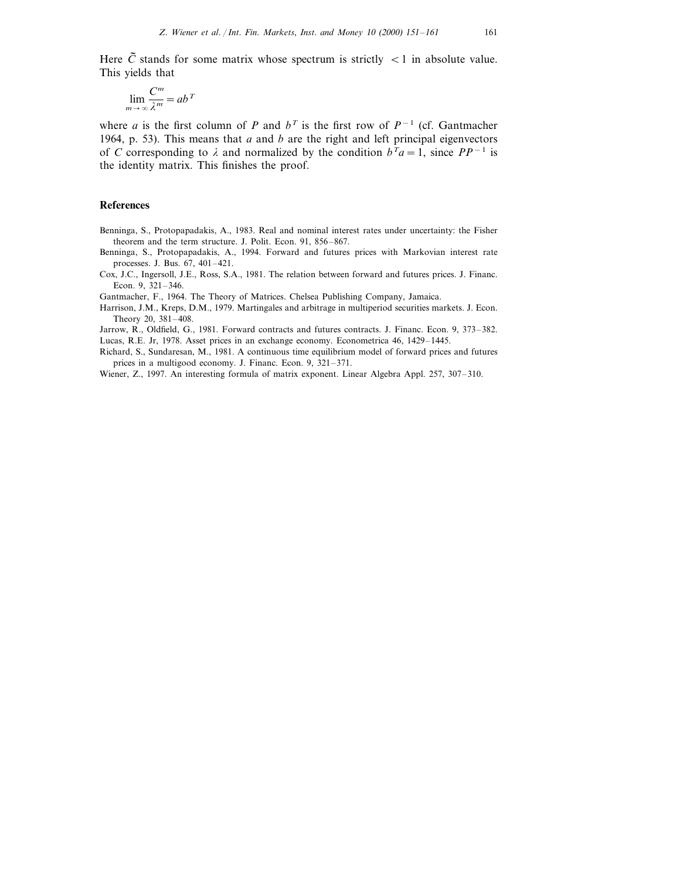Here $\tilde{C}$ stands for some matrix whose spectrum is strictly $< 1$ in absolute value. This yields that

$$\lim_{m \to \infty} \frac{C^m}{\lambda^m} = ab^T$$

where $a$ is the first column of $P$ and $b^T$ is the first row of $P^{-1}$ (cf. Gantmacher 1964, p. 53). This means that $a$ and $b$ are the right and left principal eigenvectors of $C$ corresponding to $\lambda$ and normalized by the condition $b^T a = 1$, since $PP^{-1}$ is the identity matrix. This finishes the proof.

## References

Benninga, S., Protopapadakis, A., 1983. Real and nominal interest rates under uncertainty: the Fisher theorem and the term structure. J. Polit. Econ. 91, 856–867.

Benninga, S., Protopapadakis, A., 1994. Forward and futures prices with Markovian interest rate processes. J. Bus. 67, 401–421.

Cox, J.C., Ingersoll, J.E., Ross, S.A., 1981. The relation between forward and futures prices. J. Financ. Econ. 9, 321–346.

Gantmacher, F., 1964. The Theory of Matrices. Chelsea Publishing Company, Jamaica.

Harrison, J.M., Kreps, D.M., 1979. Martingales and arbitrage in multiperiod securities markets. J. Econ. Theory 20, 381–408.

Jarrow, R., Oldfield, G., 1981. Forward contracts and futures contracts. J. Financ. Econ. 9, 373–382.

Lucas, R.E. Jr, 1978. Asset prices in an exchange economy. Econometrica 46, 1429–1445.

Richard, S., Sundaresan, M., 1981. A continuous time equilibrium model of forward prices and futures prices in a multigood economy. J. Financ. Econ. 9, 321–371.

Wiener, Z., 1997. An interesting formula of matrix exponent. Linear Algebra Appl. 257, 307–310.